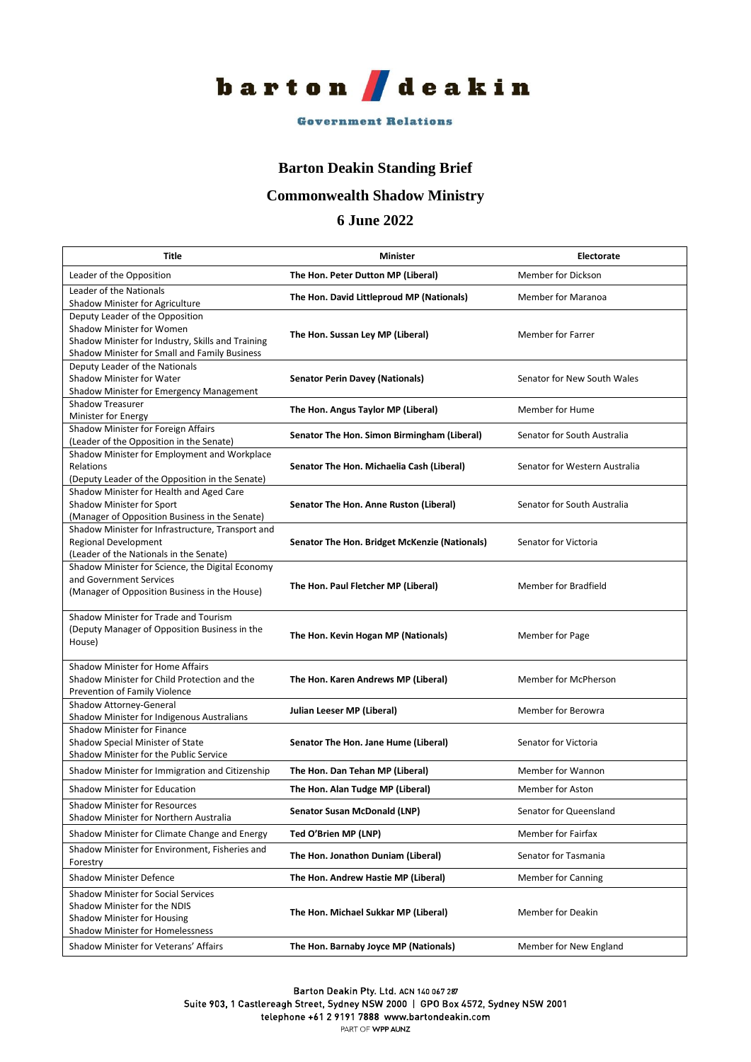**barton deakin**

**Government Relations**

# Barton Deakin Standing Brief

## Commonwealth Shadow Ministry

## 6 June 2022

| Title | Minister | Electorate |
|---|---|---|
| Leader of the Opposition | **The Hon. Peter Dutton MP (Liberal)** | Member for Dickson |
| Leader of the Nationals<br>Shadow Minister for Agriculture | **The Hon. David Littleproud MP (Nationals)** | Member for Maranoa |
| Deputy Leader of the Opposition<br>Shadow Minister for Women<br>Shadow Minister for Industry, Skills and Training<br>Shadow Minister for Small and Family Business | **The Hon. Sussan Ley MP (Liberal)** | Member for Farrer |
| Deputy Leader of the Nationals<br>Shadow Minister for Water<br>Shadow Minister for Emergency Management | **Senator Perin Davey (Nationals)** | Senator for New South Wales |
| Shadow Treasurer<br>Minister for Energy | **The Hon. Angus Taylor MP (Liberal)** | Member for Hume |
| Shadow Minister for Foreign Affairs<br>(Leader of the Opposition in the Senate) | **Senator The Hon. Simon Birmingham (Liberal)** | Senator for South Australia |
| Shadow Minister for Employment and Workplace Relations<br>(Deputy Leader of the Opposition in the Senate) | **Senator The Hon. Michaelia Cash (Liberal)** | Senator for Western Australia |
| Shadow Minister for Health and Aged Care<br>Shadow Minister for Sport<br>(Manager of Opposition Business in the Senate) | **Senator The Hon. Anne Ruston (Liberal)** | Senator for South Australia |
| Shadow Minister for Infrastructure, Transport and Regional Development<br>(Leader of the Nationals in the Senate) | **Senator The Hon. Bridget McKenzie (Nationals)** | Senator for Victoria |
| Shadow Minister for Science, the Digital Economy and Government Services<br>(Manager of Opposition Business in the House) | **The Hon. Paul Fletcher MP (Liberal)** | Member for Bradfield |
| Shadow Minister for Trade and Tourism<br>(Deputy Manager of Opposition Business in the House) | **The Hon. Kevin Hogan MP (Nationals)** | Member for Page |
| Shadow Minister for Home Affairs<br>Shadow Minister for Child Protection and the Prevention of Family Violence | **The Hon. Karen Andrews MP (Liberal)** | Member for McPherson |
| Shadow Attorney-General<br>Shadow Minister for Indigenous Australians | **Julian Leeser MP (Liberal)** | Member for Berowra |
| Shadow Minister for Finance<br>Shadow Special Minister of State<br>Shadow Minister for the Public Service | **Senator The Hon. Jane Hume (Liberal)** | Senator for Victoria |
| Shadow Minister for Immigration and Citizenship | **The Hon. Dan Tehan MP (Liberal)** | Member for Wannon |
| Shadow Minister for Education | **The Hon. Alan Tudge MP (Liberal)** | Member for Aston |
| Shadow Minister for Resources<br>Shadow Minister for Northern Australia | **Senator Susan McDonald (LNP)** | Senator for Queensland |
| Shadow Minister for Climate Change and Energy | **Ted O'Brien MP (LNP)** | Member for Fairfax |
| Shadow Minister for Environment, Fisheries and Forestry | **The Hon. Jonathon Duniam (Liberal)** | Senator for Tasmania |
| Shadow Minister Defence | **The Hon. Andrew Hastie MP (Liberal)** | Member for Canning |
| Shadow Minister for Social Services<br>Shadow Minister for the NDIS<br>Shadow Minister for Housing<br>Shadow Minister for Homelessness | **The Hon. Michael Sukkar MP (Liberal)** | Member for Deakin |
| Shadow Minister for Veterans' Affairs | **The Hon. Barnaby Joyce MP (Nationals)** | Member for New England |

Barton Deakin Pty. Ltd. ACN 140 067 287
Suite 903, 1 Castlereagh Street, Sydney NSW 2000 | GPO Box 4572, Sydney NSW 2001
telephone +61 2 9191 7888 www.bartondeakin.com
PART OF WPP AUNZ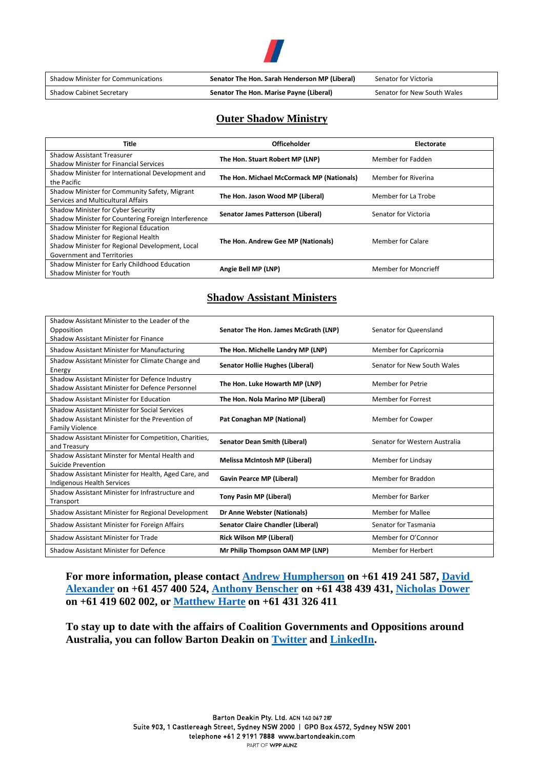| | | |
|---|---|---|
| Shadow Minister for Communications | **Senator The Hon. Sarah Henderson MP (Liberal)** | Senator for Victoria |
| Shadow Cabinet Secretary | **Senator The Hon. Marise Payne (Liberal)** | Senator for New South Wales |

## Outer Shadow Ministry

| Title | Officeholder | Electorate |
|---|---|---|
| Shadow Assistant Treasurer<br>Shadow Minister for Financial Services | **The Hon. Stuart Robert MP (LNP)** | Member for Fadden |
| Shadow Minister for International Development and the Pacific | **The Hon. Michael McCormack MP (Nationals)** | Member for Riverina |
| Shadow Minister for Community Safety, Migrant Services and Multicultural Affairs | **The Hon. Jason Wood MP (Liberal)** | Member for La Trobe |
| Shadow Minister for Cyber Security<br>Shadow Minister for Countering Foreign Interference | **Senator James Patterson (Liberal)** | Senator for Victoria |
| Shadow Minister for Regional Education<br>Shadow Minister for Regional Health<br>Shadow Minister for Regional Development, Local Government and Territories | **The Hon. Andrew Gee MP (Nationals)** | Member for Calare |
| Shadow Minister for Early Childhood Education<br>Shadow Minister for Youth | **Angie Bell MP (LNP)** | Member for Moncrieff |

## Shadow Assistant Ministers

| | | |
|---|---|---|
| Shadow Assistant Minister to the Leader of the Opposition<br>Shadow Assistant Minister for Finance | **Senator The Hon. James McGrath (LNP)** | Senator for Queensland |
| Shadow Assistant Minister for Manufacturing | **The Hon. Michelle Landry MP (LNP)** | Member for Capricornia |
| Shadow Assistant Minister for Climate Change and Energy | **Senator Hollie Hughes (Liberal)** | Senator for New South Wales |
| Shadow Assistant Minister for Defence Industry<br>Shadow Assistant Minister for Defence Personnel | **The Hon. Luke Howarth MP (LNP)** | Member for Petrie |
| Shadow Assistant Minister for Education | **The Hon. Nola Marino MP (Liberal)** | Member for Forrest |
| Shadow Assistant Minister for Social Services<br>Shadow Assistant Minister for the Prevention of Family Violence | **Pat Conaghan MP (National)** | Member for Cowper |
| Shadow Assistant Minister for Competition, Charities, and Treasury | **Senator Dean Smith (Liberal)** | Senator for Western Australia |
| Shadow Assistant Minster for Mental Health and Suicide Prevention | **Melissa McIntosh MP (Liberal)** | Member for Lindsay |
| Shadow Assistant Minister for Health, Aged Care, and Indigenous Health Services | **Gavin Pearce MP (Liberal)** | Member for Braddon |
| Shadow Assistant Minister for Infrastructure and Transport | **Tony Pasin MP (Liberal)** | Member for Barker |
| Shadow Assistant Minister for Regional Development | **Dr Anne Webster (Nationals)** | Member for Mallee |
| Shadow Assistant Minister for Foreign Affairs | **Senator Claire Chandler (Liberal)** | Senator for Tasmania |
| Shadow Assistant Minister for Trade | **Rick Wilson MP (Liberal)** | Member for O'Connor |
| Shadow Assistant Minister for Defence | **Mr Philip Thompson OAM MP (LNP)** | Member for Herbert |

**For more information, please contact Andrew Humpherson on +61 419 241 587, David Alexander on +61 457 400 524, Anthony Benscher on +61 438 439 431, Nicholas Dower on +61 419 602 002, or Matthew Harte on +61 431 326 411**

**To stay up to date with the affairs of Coalition Governments and Oppositions around Australia, you can follow Barton Deakin on Twitter and LinkedIn.**

Barton Deakin Pty. Ltd. ACN 140 067 287
Suite 903, 1 Castlereagh Street, Sydney NSW 2000 | GPO Box 4572, Sydney NSW 2001
telephone +61 2 9191 7888 www.bartondeakin.com
PART OF WPP AUNZ